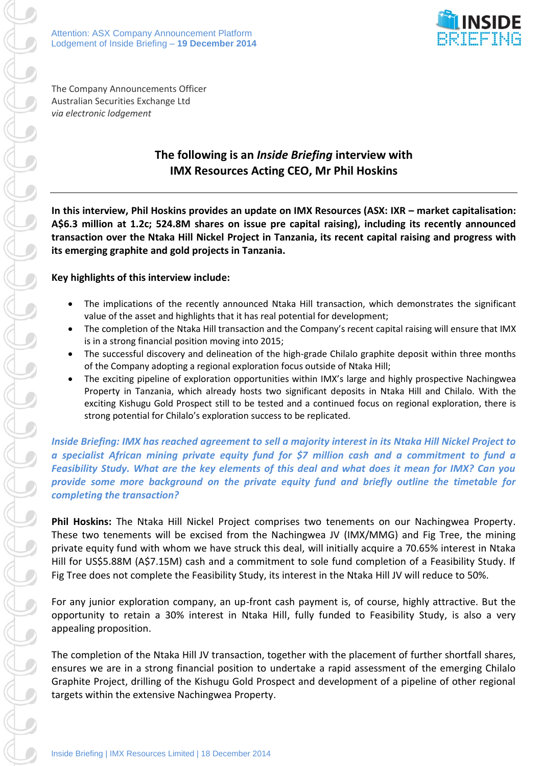Attention: ASX Company Announcement Platform
Lodgement of Inside Briefing – **19 December 2014**

The Company Announcements Officer
Australian Securities Exchange Ltd
*via electronic lodgement*

## The following is an *Inside Briefing* interview with IMX Resources Acting CEO, Mr Phil Hoskins

**In this interview, Phil Hoskins provides an update on IMX Resources (ASX: IXR – market capitalisation: A$6.3 million at 1.2c; 524.8M shares on issue pre capital raising), including its recently announced transaction over the Ntaka Hill Nickel Project in Tanzania, its recent capital raising and progress with its emerging graphite and gold projects in Tanzania.**

**Key highlights of this interview include:**

- The implications of the recently announced Ntaka Hill transaction, which demonstrates the significant value of the asset and highlights that it has real potential for development;
- The completion of the Ntaka Hill transaction and the Company's recent capital raising will ensure that IMX is in a strong financial position moving into 2015;
- The successful discovery and delineation of the high-grade Chilalo graphite deposit within three months of the Company adopting a regional exploration focus outside of Ntaka Hill;
- The exciting pipeline of exploration opportunities within IMX's large and highly prospective Nachingwea Property in Tanzania, which already hosts two significant deposits in Ntaka Hill and Chilalo. With the exciting Kishugu Gold Prospect still to be tested and a continued focus on regional exploration, there is strong potential for Chilalo's exploration success to be replicated.

***Inside Briefing: IMX has reached agreement to sell a majority interest in its Ntaka Hill Nickel Project to a specialist African mining private equity fund for $7 million cash and a commitment to fund a Feasibility Study. What are the key elements of this deal and what does it mean for IMX? Can you provide some more background on the private equity fund and briefly outline the timetable for completing the transaction?***

**Phil Hoskins:** The Ntaka Hill Nickel Project comprises two tenements on our Nachingwea Property. These two tenements will be excised from the Nachingwea JV (IMX/MMG) and Fig Tree, the mining private equity fund with whom we have struck this deal, will initially acquire a 70.65% interest in Ntaka Hill for US$5.88M (A$7.15M) cash and a commitment to sole fund completion of a Feasibility Study. If Fig Tree does not complete the Feasibility Study, its interest in the Ntaka Hill JV will reduce to 50%.

For any junior exploration company, an up-front cash payment is, of course, highly attractive. But the opportunity to retain a 30% interest in Ntaka Hill, fully funded to Feasibility Study, is also a very appealing proposition.

The completion of the Ntaka Hill JV transaction, together with the placement of further shortfall shares, ensures we are in a strong financial position to undertake a rapid assessment of the emerging Chilalo Graphite Project, drilling of the Kishugu Gold Prospect and development of a pipeline of other regional targets within the extensive Nachingwea Property.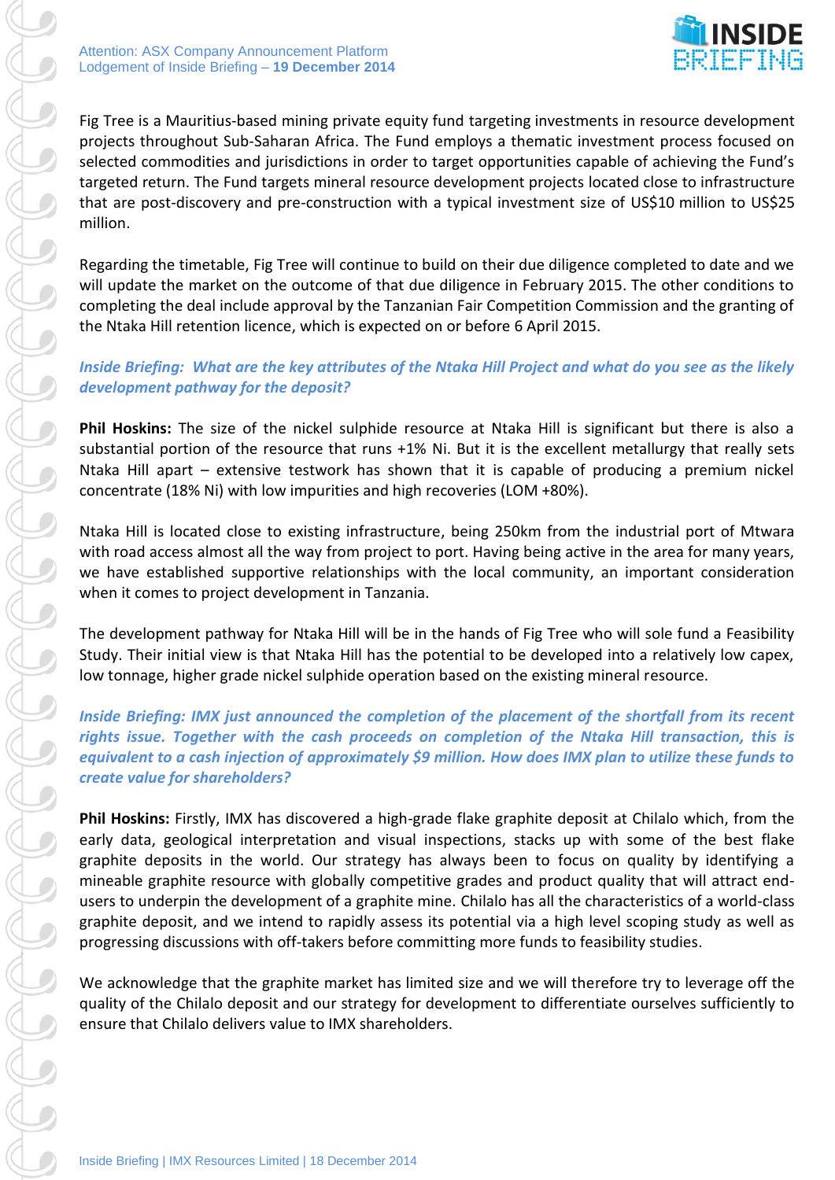Fig Tree is a Mauritius-based mining private equity fund targeting investments in resource development projects throughout Sub-Saharan Africa. The Fund employs a thematic investment process focused on selected commodities and jurisdictions in order to target opportunities capable of achieving the Fund's targeted return. The Fund targets mineral resource development projects located close to infrastructure that are post-discovery and pre-construction with a typical investment size of US$10 million to US$25 million.

Regarding the timetable, Fig Tree will continue to build on their due diligence completed to date and we will update the market on the outcome of that due diligence in February 2015. The other conditions to completing the deal include approval by the Tanzanian Fair Competition Commission and the granting of the Ntaka Hill retention licence, which is expected on or before 6 April 2015.

***Inside Briefing: What are the key attributes of the Ntaka Hill Project and what do you see as the likely development pathway for the deposit?***

**Phil Hoskins:** The size of the nickel sulphide resource at Ntaka Hill is significant but there is also a substantial portion of the resource that runs +1% Ni. But it is the excellent metallurgy that really sets Ntaka Hill apart – extensive testwork has shown that it is capable of producing a premium nickel concentrate (18% Ni) with low impurities and high recoveries (LOM +80%).

Ntaka Hill is located close to existing infrastructure, being 250km from the industrial port of Mtwara with road access almost all the way from project to port. Having being active in the area for many years, we have established supportive relationships with the local community, an important consideration when it comes to project development in Tanzania.

The development pathway for Ntaka Hill will be in the hands of Fig Tree who will sole fund a Feasibility Study. Their initial view is that Ntaka Hill has the potential to be developed into a relatively low capex, low tonnage, higher grade nickel sulphide operation based on the existing mineral resource.

***Inside Briefing: IMX just announced the completion of the placement of the shortfall from its recent rights issue. Together with the cash proceeds on completion of the Ntaka Hill transaction, this is equivalent to a cash injection of approximately $9 million. How does IMX plan to utilize these funds to create value for shareholders?***

**Phil Hoskins:** Firstly, IMX has discovered a high-grade flake graphite deposit at Chilalo which, from the early data, geological interpretation and visual inspections, stacks up with some of the best flake graphite deposits in the world. Our strategy has always been to focus on quality by identifying a mineable graphite resource with globally competitive grades and product quality that will attract end-users to underpin the development of a graphite mine. Chilalo has all the characteristics of a world-class graphite deposit, and we intend to rapidly assess its potential via a high level scoping study as well as progressing discussions with off-takers before committing more funds to feasibility studies.

We acknowledge that the graphite market has limited size and we will therefore try to leverage off the quality of the Chilalo deposit and our strategy for development to differentiate ourselves sufficiently to ensure that Chilalo delivers value to IMX shareholders.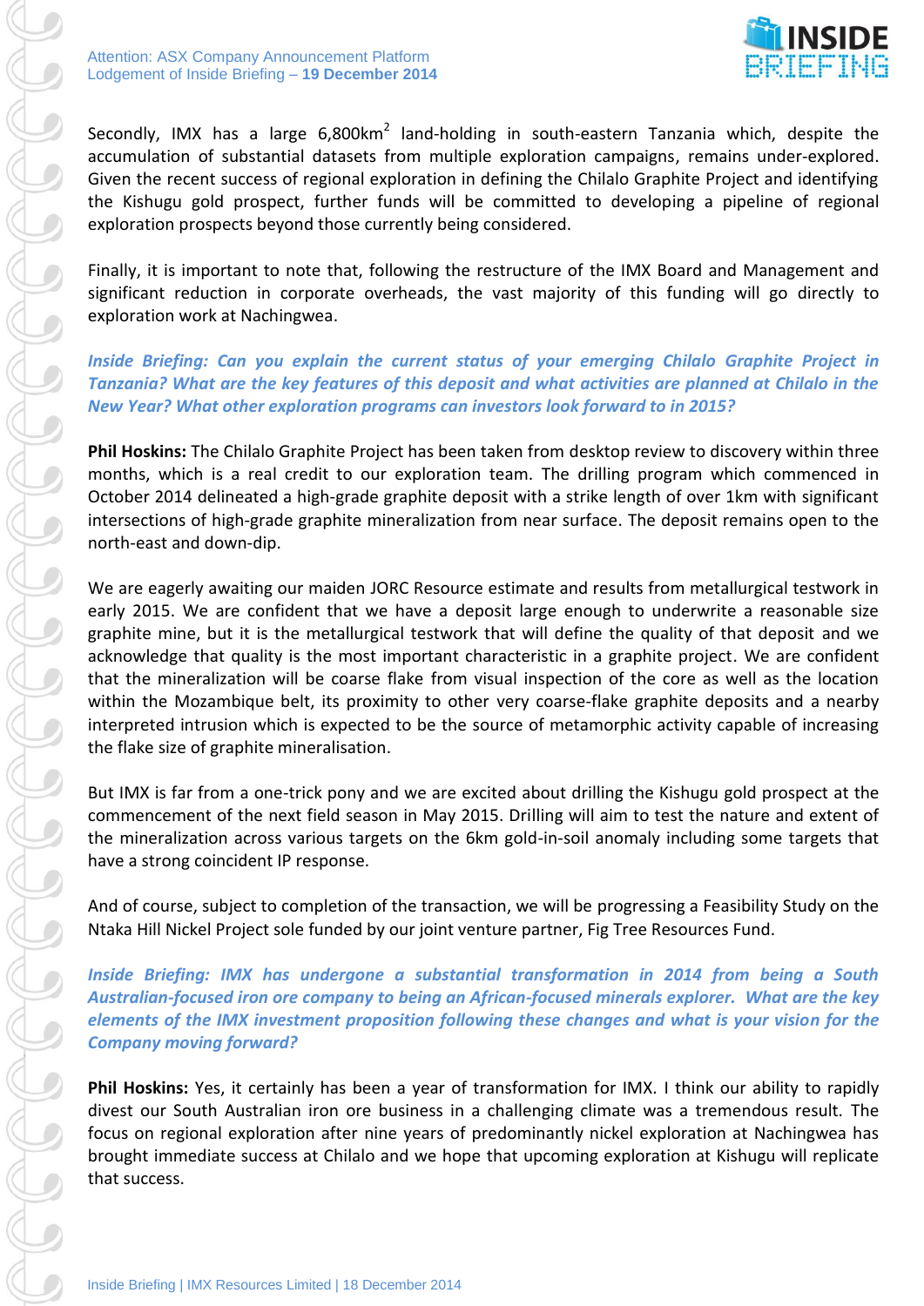Secondly, IMX has a large 6,800km$^2$ land-holding in south-eastern Tanzania which, despite the accumulation of substantial datasets from multiple exploration campaigns, remains under-explored. Given the recent success of regional exploration in defining the Chilalo Graphite Project and identifying the Kishugu gold prospect, further funds will be committed to developing a pipeline of regional exploration prospects beyond those currently being considered.

Finally, it is important to note that, following the restructure of the IMX Board and Management and significant reduction in corporate overheads, the vast majority of this funding will go directly to exploration work at Nachingwea.

***Inside Briefing: Can you explain the current status of your emerging Chilalo Graphite Project in Tanzania? What are the key features of this deposit and what activities are planned at Chilalo in the New Year? What other exploration programs can investors look forward to in 2015?***

**Phil Hoskins:** The Chilalo Graphite Project has been taken from desktop review to discovery within three months, which is a real credit to our exploration team. The drilling program which commenced in October 2014 delineated a high-grade graphite deposit with a strike length of over 1km with significant intersections of high-grade graphite mineralization from near surface. The deposit remains open to the north-east and down-dip.

We are eagerly awaiting our maiden JORC Resource estimate and results from metallurgical testwork in early 2015. We are confident that we have a deposit large enough to underwrite a reasonable size graphite mine, but it is the metallurgical testwork that will define the quality of that deposit and we acknowledge that quality is the most important characteristic in a graphite project. We are confident that the mineralization will be coarse flake from visual inspection of the core as well as the location within the Mozambique belt, its proximity to other very coarse-flake graphite deposits and a nearby interpreted intrusion which is expected to be the source of metamorphic activity capable of increasing the flake size of graphite mineralisation.

But IMX is far from a one-trick pony and we are excited about drilling the Kishugu gold prospect at the commencement of the next field season in May 2015. Drilling will aim to test the nature and extent of the mineralization across various targets on the 6km gold-in-soil anomaly including some targets that have a strong coincident IP response.

And of course, subject to completion of the transaction, we will be progressing a Feasibility Study on the Ntaka Hill Nickel Project sole funded by our joint venture partner, Fig Tree Resources Fund.

***Inside Briefing: IMX has undergone a substantial transformation in 2014 from being a South Australian-focused iron ore company to being an African-focused minerals explorer. What are the key elements of the IMX investment proposition following these changes and what is your vision for the Company moving forward?***

**Phil Hoskins:** Yes, it certainly has been a year of transformation for IMX. I think our ability to rapidly divest our South Australian iron ore business in a challenging climate was a tremendous result. The focus on regional exploration after nine years of predominantly nickel exploration at Nachingwea has brought immediate success at Chilalo and we hope that upcoming exploration at Kishugu will replicate that success.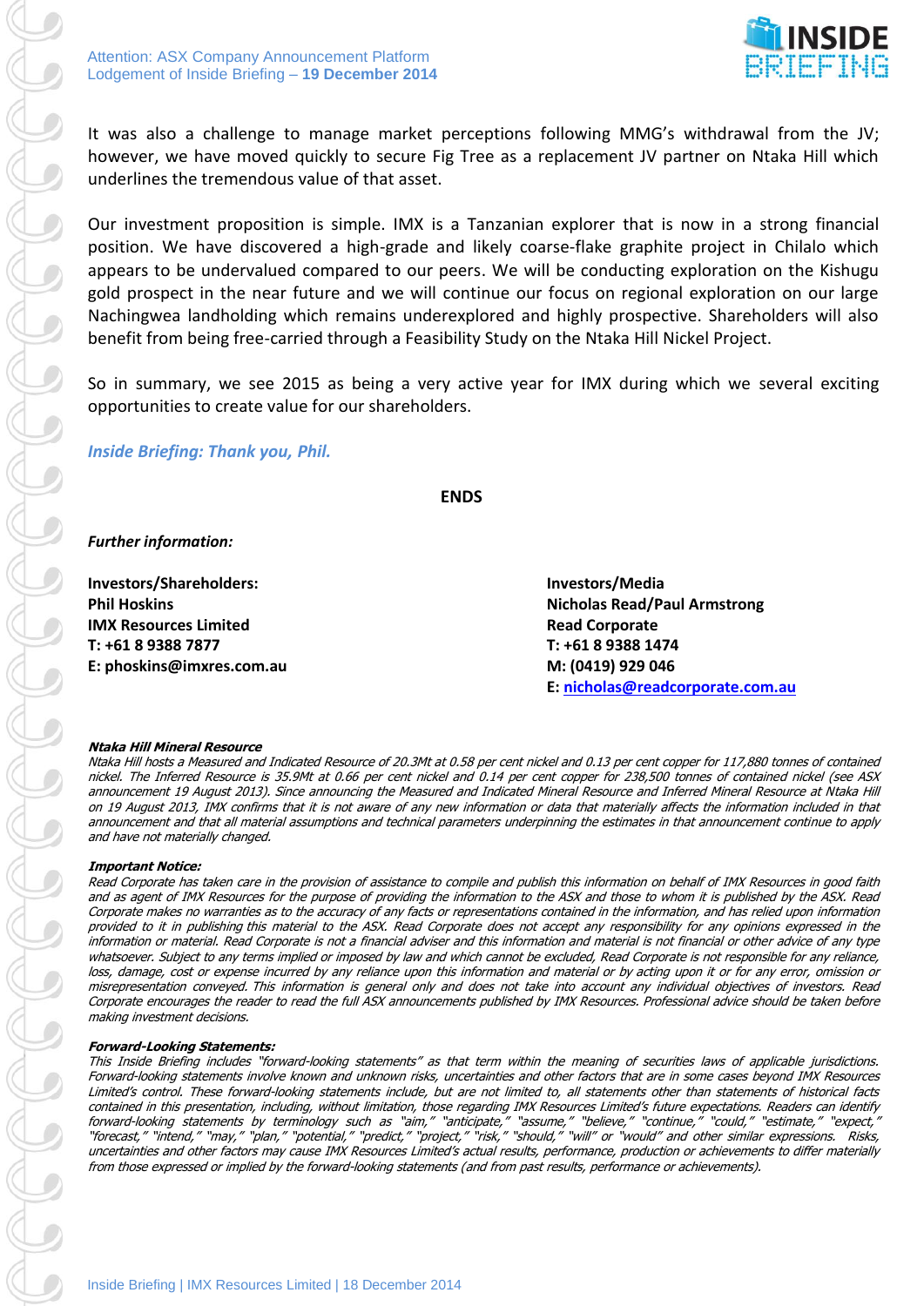It was also a challenge to manage market perceptions following MMG's withdrawal from the JV; however, we have moved quickly to secure Fig Tree as a replacement JV partner on Ntaka Hill which underlines the tremendous value of that asset.

Our investment proposition is simple. IMX is a Tanzanian explorer that is now in a strong financial position. We have discovered a high-grade and likely coarse-flake graphite project in Chilalo which appears to be undervalued compared to our peers. We will be conducting exploration on the Kishugu gold prospect in the near future and we will continue our focus on regional exploration on our large Nachingwea landholding which remains underexplored and highly prospective. Shareholders will also benefit from being free-carried through a Feasibility Study on the Ntaka Hill Nickel Project.

So in summary, we see 2015 as being a very active year for IMX during which we several exciting opportunities to create value for our shareholders.

***Inside Briefing: Thank you, Phil.***

**ENDS**

***Further information:***

**Investors/Shareholders:**
**Phil Hoskins**
**IMX Resources Limited**
**T: +61 8 9388 7877**
**E: phoskins@imxres.com.au**

**Investors/Media**
**Nicholas Read/Paul Armstrong**
**Read Corporate**
**T: +61 8 9388 1474**
**M: (0419) 929 046**
**E: nicholas@readcorporate.com.au**

***Ntaka Hill Mineral Resource***

*Ntaka Hill hosts a Measured and Indicated Resource of 20.3Mt at 0.58 per cent nickel and 0.13 per cent copper for 117,880 tonnes of contained nickel. The Inferred Resource is 35.9Mt at 0.66 per cent nickel and 0.14 per cent copper for 238,500 tonnes of contained nickel (see ASX announcement 19 August 2013). Since announcing the Measured and Indicated Mineral Resource and Inferred Mineral Resource at Ntaka Hill on 19 August 2013, IMX confirms that it is not aware of any new information or data that materially affects the information included in that announcement and that all material assumptions and technical parameters underpinning the estimates in that announcement continue to apply and have not materially changed.*

***Important Notice:***

*Read Corporate has taken care in the provision of assistance to compile and publish this information on behalf of IMX Resources in good faith and as agent of IMX Resources for the purpose of providing the information to the ASX and those to whom it is published by the ASX. Read Corporate makes no warranties as to the accuracy of any facts or representations contained in the information, and has relied upon information provided to it in publishing this material to the ASX. Read Corporate does not accept any responsibility for any opinions expressed in the information or material. Read Corporate is not a financial adviser and this information and material is not financial or other advice of any type whatsoever. Subject to any terms implied or imposed by law and which cannot be excluded, Read Corporate is not responsible for any reliance, loss, damage, cost or expense incurred by any reliance upon this information and material or by acting upon it or for any error, omission or misrepresentation conveyed. This information is general only and does not take into account any individual objectives of investors. Read Corporate encourages the reader to read the full ASX announcements published by IMX Resources. Professional advice should be taken before making investment decisions.*

***Forward-Looking Statements:***

*This Inside Briefing includes "forward-looking statements" as that term within the meaning of securities laws of applicable jurisdictions. Forward-looking statements involve known and unknown risks, uncertainties and other factors that are in some cases beyond IMX Resources Limited's control. These forward-looking statements include, but are not limited to, all statements other than statements of historical facts contained in this presentation, including, without limitation, those regarding IMX Resources Limited's future expectations. Readers can identify forward-looking statements by terminology such as "aim," "anticipate," "assume," "believe," "continue," "could," "estimate," "expect," "forecast," "intend," "may," "plan," "potential," "predict," "project," "risk," "should," "will" or "would" and other similar expressions. Risks, uncertainties and other factors may cause IMX Resources Limited's actual results, performance, production or achievements to differ materially from those expressed or implied by the forward-looking statements (and from past results, performance or achievements).*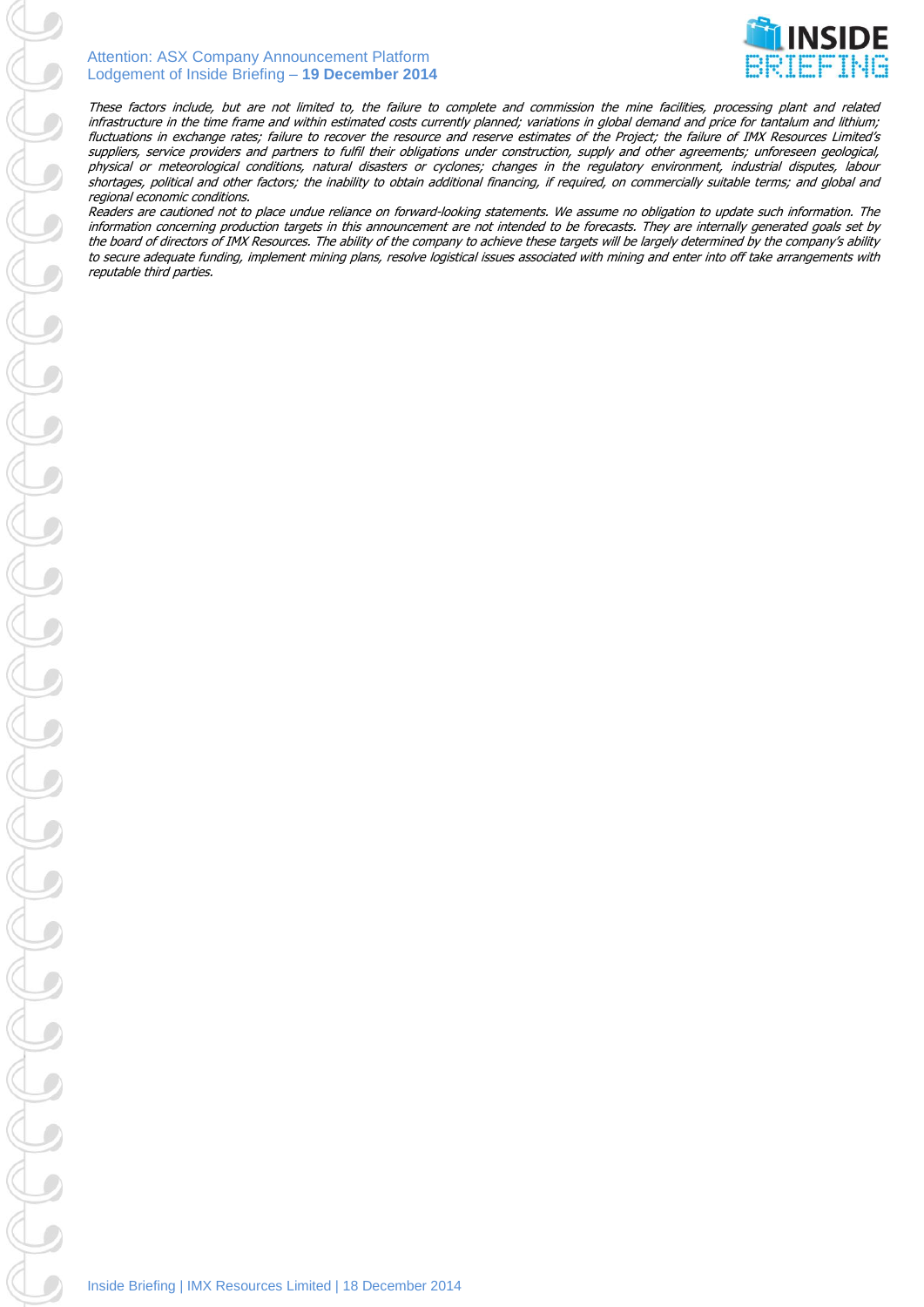*These factors include, but are not limited to, the failure to complete and commission the mine facilities, processing plant and related infrastructure in the time frame and within estimated costs currently planned; variations in global demand and price for tantalum and lithium; fluctuations in exchange rates; failure to recover the resource and reserve estimates of the Project; the failure of IMX Resources Limited's suppliers, service providers and partners to fulfil their obligations under construction, supply and other agreements; unforeseen geological, physical or meteorological conditions, natural disasters or cyclones; changes in the regulatory environment, industrial disputes, labour shortages, political and other factors; the inability to obtain additional financing, if required, on commercially suitable terms; and global and regional economic conditions.*

*Readers are cautioned not to place undue reliance on forward-looking statements. We assume no obligation to update such information. The information concerning production targets in this announcement are not intended to be forecasts. They are internally generated goals set by the board of directors of IMX Resources. The ability of the company to achieve these targets will be largely determined by the company's ability to secure adequate funding, implement mining plans, resolve logistical issues associated with mining and enter into off take arrangements with reputable third parties.*